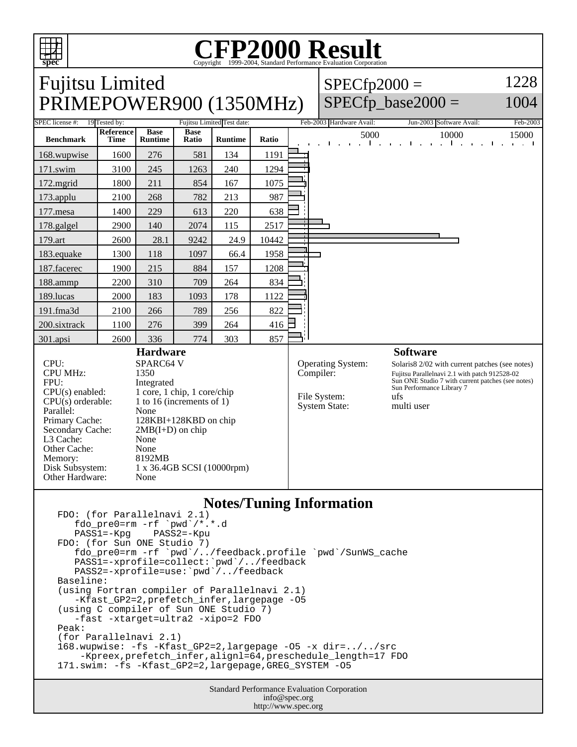# CFP2000 Result

Copyright 1999-2004, Standard Performance Evaluation Corporation

## Fujitsu Limited PRIMEPOWER900 (1350MHz)

SPECfp2000 = 1228

SPECfp_base2000 = 1004

| SPEC license #: | 19 | Tested by: | Fujitsu Limited | Test date: | Feb-2003 | Hardware Avail: | Jun-2003 | Software Avail: | Feb-2003 |
|---|---|---|---|---|---|---|---|---|---|

| Benchmark | Reference Time | Base Runtime | Base Ratio | Runtime | Ratio |
|---|---|---|---|---|---|
| 168.wupwise | 1600 | 276 | 581 | 134 | 1191 |
| 171.swim | 3100 | 245 | 1263 | 240 | 1294 |
| 172.mgrid | 1800 | 211 | 854 | 167 | 1075 |
| 173.applu | 2100 | 268 | 782 | 213 | 987 |
| 177.mesa | 1400 | 229 | 613 | 220 | 638 |
| 178.galgel | 2900 | 140 | 2074 | 115 | 2517 |
| 179.art | 2600 | 28.1 | 9242 | 24.9 | 10442 |
| 183.equake | 1300 | 118 | 1097 | 66.4 | 1958 |
| 187.facerec | 1900 | 215 | 884 | 157 | 1208 |
| 188.ammp | 2200 | 310 | 709 | 264 | 834 |
| 189.lucas | 2000 | 183 | 1093 | 178 | 1122 |
| 191.fma3d | 2100 | 266 | 789 | 256 | 822 |
| 200.sixtrack | 1100 | 276 | 399 | 264 | 416 |
| 301.apsi | 2600 | 336 | 774 | 303 | 857 |

### Hardware

| | |
|---|---|
| CPU: | SPARC64 V |
| CPU MHz: | 1350 |
| FPU: | Integrated |
| CPU(s) enabled: | 1 core, 1 chip, 1 core/chip |
| CPU(s) orderable: | 1 to 16 (increments of 1) |
| Parallel: | None |
| Primary Cache: | 128KBI+128KBD on chip |
| Secondary Cache: | 2MB(I+D) on chip |
| L3 Cache: | None |
| Other Cache: | None |
| Memory: | 8192MB |
| Disk Subsystem: | 1 x 36.4GB SCSI (10000rpm) |
| Other Hardware: | None |

### Software

| | |
|---|---|
| Operating System: | Solaris8 2/02 with current patches (see notes) |
| Compiler: | Fujitsu Parallelnavi 2.1 with patch 912528-02<br>Sun ONE Studio 7 with current patches (see notes)<br>Sun Performance Library 7 |
| File System: | ufs |
| System State: | multi user |

### Notes/Tuning Information

```
FDO: (for Parallelnavi 2.1)
   fdo_pre0=rm -rf `pwd`/*.*.d
   PASS1=-Kpg    PASS2=-Kpu
FDO: (for Sun ONE Studio 7)
   fdo_pre0=rm -rf `pwd`/../feedback.profile `pwd`/SunWS_cache
   PASS1=-xprofile=collect:`pwd`/../feedback
   PASS2=-xprofile=use:`pwd`/../feedback
Baseline:
(using Fortran compiler of Parallelnavi 2.1)
   -Kfast_GP2=2,prefetch_infer,largepage -O5
(using C compiler of Sun ONE Studio 7)
   -fast -xtarget=ultra2 -xipo=2 FDO
Peak:
(for Parallelnavi 2.1)
168.wupwise: -fs -Kfast_GP2=2,largepage -O5 -x dir=../../src
    -Kpreex,prefetch_infer,alignl=64,preschedule_length=17 FDO
171.swim: -fs -Kfast_GP2=2,largepage,GREG_SYSTEM -O5
```

Standard Performance Evaluation Corporation
info@spec.org
http://www.spec.org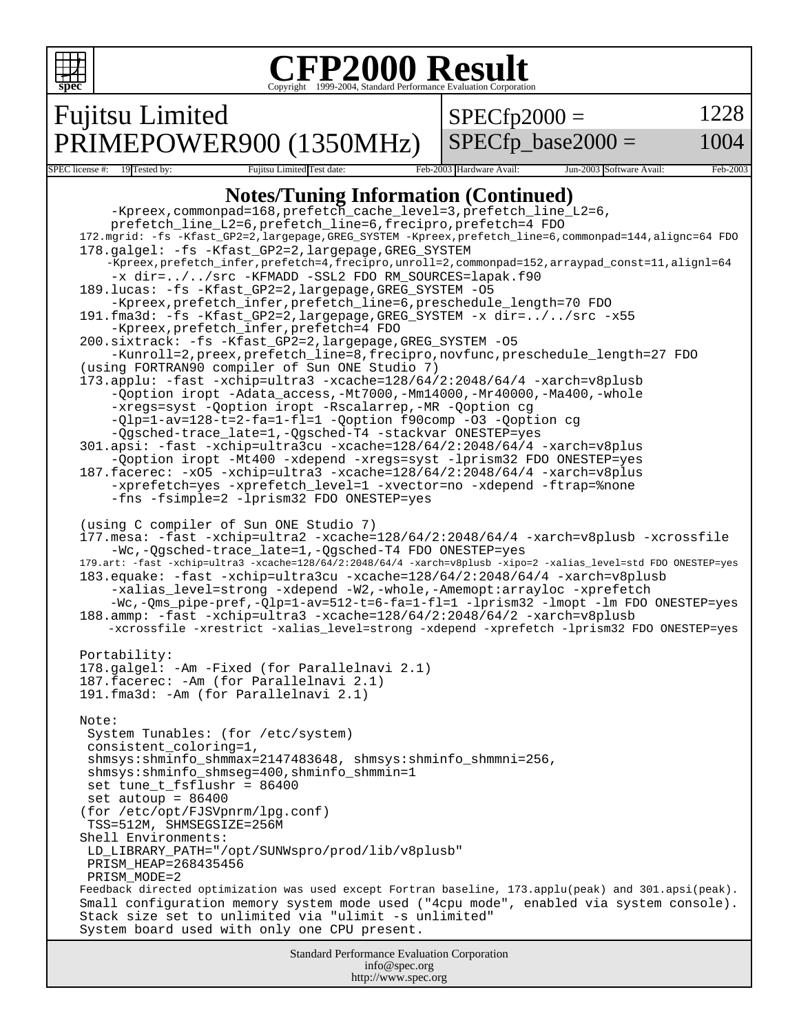# CFP2000 Result

Copyright 1999-2004, Standard Performance Evaluation Corporation

**Fujitsu Limited**
**PRIMEPOWER900 (1350MHz)**

SPECfp2000 = 1228
SPECfp_base2000 = 1004

| SPEC license #: | 19 | Tested by: | Fujitsu Limited | Test date: | Feb-2003 | Hardware Avail: | Jun-2003 | Software Avail: | Feb-2003 |
|---|---|---|---|---|---|---|---|---|---|

## Notes/Tuning Information (Continued)

```
       -Kpreex,commonpad=168,prefetch_cache_level=3,prefetch_line_L2=6,
       prefetch_line_L2=6,prefetch_line=6,frecipro,prefetch=4 FDO
   172.mgrid: -fs -Kfast_GP2=2,largepage,GREG_SYSTEM -Kpreex,prefetch_line=6,commonpad=144,alignc=64 FDO
   178.galgel: -fs -Kfast_GP2=2,largepage,GREG_SYSTEM
      -Kpreex,prefetch_infer,prefetch=4,frecipro,unroll=2,commonpad=152,arraypad_const=11,alignl=64
       -x dir=../../src -KFMADD -SSL2 FDO RM_SOURCES=lapak.f90
   189.lucas: -fs -Kfast_GP2=2,largepage,GREG_SYSTEM -O5
       -Kpreex,prefetch_infer,prefetch_line=6,preschedule_length=70 FDO
   191.fma3d: -fs -Kfast_GP2=2,largepage,GREG_SYSTEM -x dir=../../src -x55
       -Kpreex,prefetch_infer,prefetch=4 FDO
   200.sixtrack: -fs -Kfast_GP2=2,largepage,GREG_SYSTEM -O5
       -Kunroll=2,preex,prefetch_line=8,frecipro,novfunc,preschedule_length=27 FDO
   (using FORTRAN90 compiler of Sun ONE Studio 7)
   173.applu: -fast -xchip=ultra3 -xcache=128/64/2:2048/64/4 -xarch=v8plusb
       -Qoption iropt -Adata_access,-Mt7000,-Mm14000,-Mr40000,-Ma400,-whole
       -xregs=syst -Qoption iropt -Rscalarrep,-MR -Qoption cg
       -Qlp=1-av=128-t=2-fa=1-fl=1 -Qoption f90comp -O3 -Qoption cg
       -Qgsched-trace_late=1,-Qgsched-T4 -stackvar ONESTEP=yes
   301.apsi: -fast -xchip=ultra3cu -xcache=128/64/2:2048/64/4 -xarch=v8plus
       -Qoption iropt -Mt400 -xdepend -xregs=syst -lprism32 FDO ONESTEP=yes
   187.facerec: -xO5 -xchip=ultra3 -xcache=128/64/2:2048/64/4 -xarch=v8plus
       -xprefetch=yes -xprefetch_level=1 -xvector=no -xdepend -ftrap=%none
       -fns -fsimple=2 -lprism32 FDO ONESTEP=yes

   (using C compiler of Sun ONE Studio 7)
   177.mesa: -fast -xchip=ultra2 -xcache=128/64/2:2048/64/4 -xarch=v8plusb -xcrossfile
       -Wc,-Qgsched-trace_late=1,-Qgsched-T4 FDO ONESTEP=yes
   179.art: -fast -xchip=ultra3 -xcache=128/64/2:2048/64/4 -xarch=v8plusb -xipo=2 -xalias_level=std FDO ONESTEP=yes
   183.equake: -fast -xchip=ultra3cu -xcache=128/64/2:2048/64/4 -xarch=v8plusb
       -xalias_level=strong -xdepend -W2,-whole,-Amemopt:arrayloc -xprefetch
       -Wc,-Qms_pipe-pref,-Qlp=1-av=512-t=6-fa=1-fl=1 -lprism32 -lmopt -lm FDO ONESTEP=yes
   188.ammp: -fast -xchip=ultra3 -xcache=128/64/2:2048/64/2 -xarch=v8plusb
      -xcrossfile -xrestrict -xalias_level=strong -xdepend -xprefetch -lprism32 FDO ONESTEP=yes

   Portability:
   178.galgel: -Am -Fixed (for Parallelnavi 2.1)
   187.facerec: -Am (for Parallelnavi 2.1)
   191.fma3d: -Am (for Parallelnavi 2.1)

   Note:
    System Tunables: (for /etc/system)
    consistent_coloring=1,
    shmsys:shminfo_shmmax=2147483648, shmsys:shminfo_shmmni=256,
    shmsys:shminfo_shmseg=400,shminfo_shmmin=1
    set tune_t_fsflushr = 86400
    set autoup = 86400
   (for /etc/opt/FJSVpnrm/lpg.conf)
    TSS=512M, SHMSEGSIZE=256M
   Shell Environments:
    LD_LIBRARY_PATH="/opt/SUNWspro/prod/lib/v8plusb"
    PRISM_HEAP=268435456
    PRISM_MODE=2
   Feedback directed optimization was used except Fortran baseline, 173.applu(peak) and 301.apsi(peak).
   Small configuration memory system mode used ("4cpu mode", enabled via system console).
   Stack size set to unlimited via "ulimit -s unlimited"
   System board used with only one CPU present.
```

Standard Performance Evaluation Corporation
info@spec.org
http://www.spec.org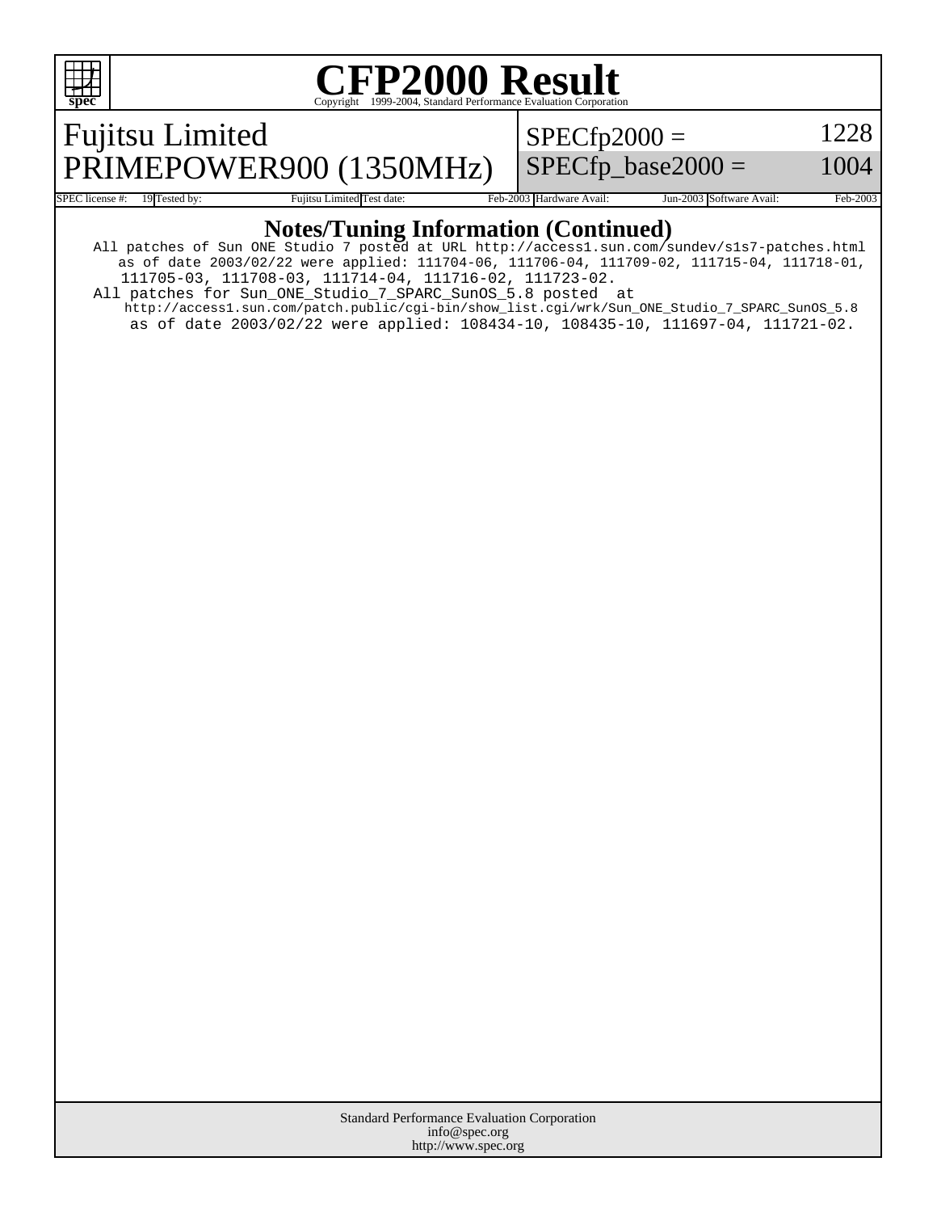# CFP2000 Result

Copyright 1999-2004, Standard Performance Evaluation Corporation

Fujitsu Limited
PRIMEPOWER900 (1350MHz)

SPECfp2000 = 1228
SPECfp_base2000 = 1004

| SPEC license #: | 19 | Tested by: | Fujitsu Limited | Test date: | Feb-2003 | Hardware Avail: | Jun-2003 | Software Avail: | Feb-2003 |
|---|---|---|---|---|---|---|---|---|---|

## Notes/Tuning Information (Continued)

```
All patches of Sun ONE Studio 7 posted at URL http://access1.sun.com/sundev/s1s7-patches.html
   as of date 2003/02/22 were applied: 111704-06, 111706-04, 111709-02, 111715-04, 111718-01,
   111705-03, 111708-03, 111714-04, 111716-02, 111723-02.
All patches for Sun_ONE_Studio_7_SPARC_SunOS_5.8 posted  at
    http://access1.sun.com/patch.public/cgi-bin/show_list.cgi/wrk/Sun_ONE_Studio_7_SPARC_SunOS_5.8
    as of date 2003/02/22 were applied: 108434-10, 108435-10, 111697-04, 111721-02.
```

Standard Performance Evaluation Corporation
info@spec.org
http://www.spec.org